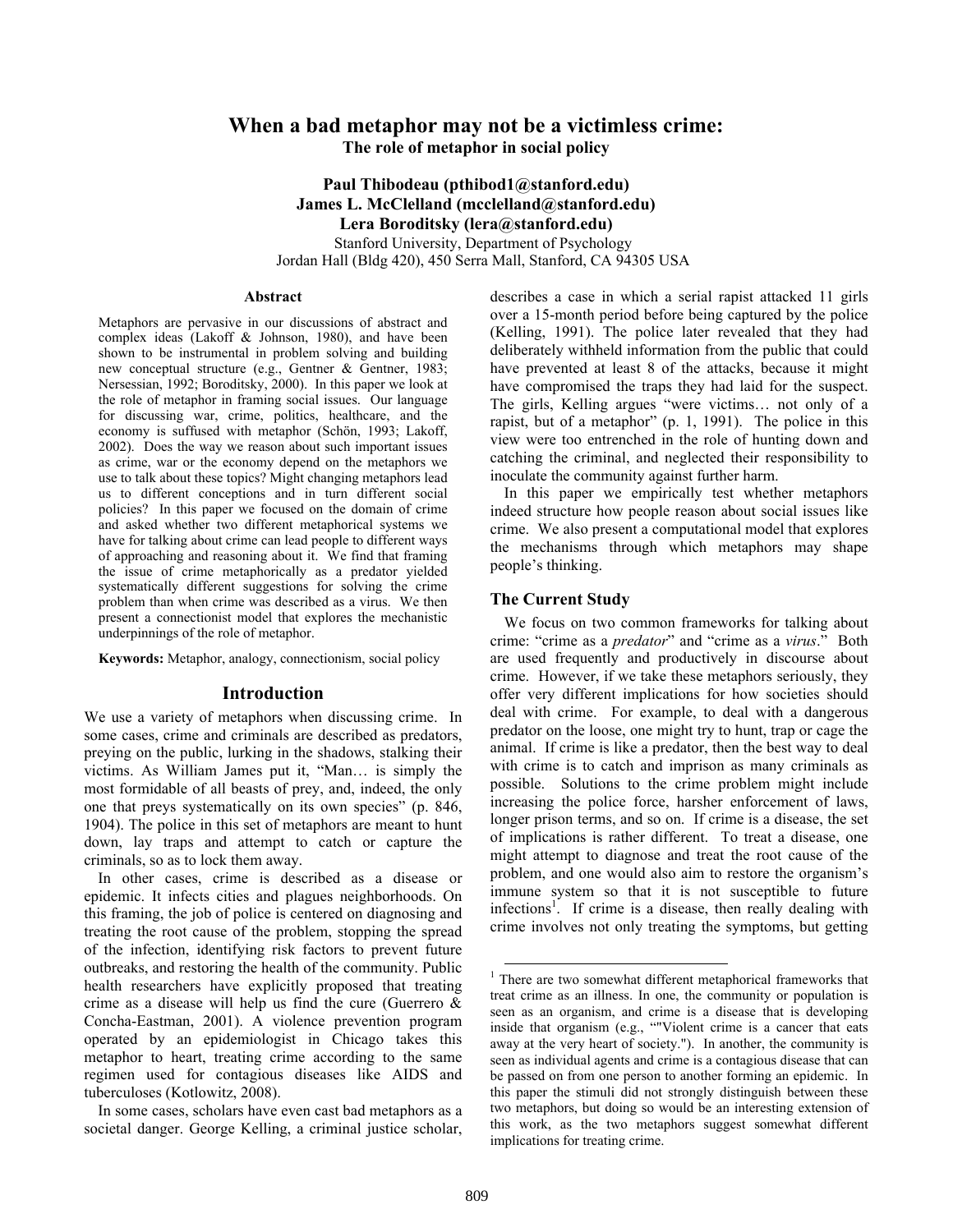# When a bad metaphor may not be a victimless crime:

## The role of metaphor in social policy

**Paul Thibodeau (pthibod1@stanford.edu)**
**James L. McClelland (mcclelland@stanford.edu)**
**Lera Boroditsky (lera@stanford.edu)**
Stanford University, Department of Psychology
Jordan Hall (Bldg 420), 450 Serra Mall, Stanford, CA 94305 USA

### Abstract

Metaphors are pervasive in our discussions of abstract and complex ideas (Lakoff & Johnson, 1980), and have been shown to be instrumental in problem solving and building new conceptual structure (e.g., Gentner & Gentner, 1983; Nersessian, 1992; Boroditsky, 2000). In this paper we look at the role of metaphor in framing social issues. Our language for discussing war, crime, politics, healthcare, and the economy is suffused with metaphor (Schön, 1993; Lakoff, 2002). Does the way we reason about such important issues as crime, war or the economy depend on the metaphors we use to talk about these topics? Might changing metaphors lead us to different conceptions and in turn different social policies? In this paper we focused on the domain of crime and asked whether two different metaphorical systems we have for talking about crime can lead people to different ways of approaching and reasoning about it. We find that framing the issue of crime metaphorically as a predator yielded systematically different suggestions for solving the crime problem than when crime was described as a virus. We then present a connectionist model that explores the mechanistic underpinnings of the role of metaphor.

**Keywords:** Metaphor, analogy, connectionism, social policy

## Introduction

We use a variety of metaphors when discussing crime. In some cases, crime and criminals are described as predators, preying on the public, lurking in the shadows, stalking their victims. As William James put it, "Man… is simply the most formidable of all beasts of prey, and, indeed, the only one that preys systematically on its own species" (p. 846, 1904). The police in this set of metaphors are meant to hunt down, lay traps and attempt to catch or capture the criminals, so as to lock them away.

In other cases, crime is described as a disease or epidemic. It infects cities and plagues neighborhoods. On this framing, the job of police is centered on diagnosing and treating the root cause of the problem, stopping the spread of the infection, identifying risk factors to prevent future outbreaks, and restoring the health of the community. Public health researchers have explicitly proposed that treating crime as a disease will help us find the cure (Guerrero & Concha-Eastman, 2001). A violence prevention program operated by an epidemiologist in Chicago takes this metaphor to heart, treating crime according to the same regimen used for contagious diseases like AIDS and tuberculoses (Kotlowitz, 2008).

In some cases, scholars have even cast bad metaphors as a societal danger. George Kelling, a criminal justice scholar, describes a case in which a serial rapist attacked 11 girls over a 15-month period before being captured by the police (Kelling, 1991). The police later revealed that they had deliberately withheld information from the public that could have prevented at least 8 of the attacks, because it might have compromised the traps they had laid for the suspect. The girls, Kelling argues "were victims… not only of a rapist, but of a metaphor" (p. 1, 1991). The police in this view were too entrenched in the role of hunting down and catching the criminal, and neglected their responsibility to inoculate the community against further harm.

In this paper we empirically test whether metaphors indeed structure how people reason about social issues like crime. We also present a computational model that explores the mechanisms through which metaphors may shape people's thinking.

### The Current Study

We focus on two common frameworks for talking about crime: "crime as a *predator*" and "crime as a *virus*." Both are used frequently and productively in discourse about crime. However, if we take these metaphors seriously, they offer very different implications for how societies should deal with crime. For example, to deal with a dangerous predator on the loose, one might try to hunt, trap or cage the animal. If crime is like a predator, then the best way to deal with crime is to catch and imprison as many criminals as possible. Solutions to the crime problem might include increasing the police force, harsher enforcement of laws, longer prison terms, and so on. If crime is a disease, the set of implications is rather different. To treat a disease, one might attempt to diagnose and treat the root cause of the problem, and one would also aim to restore the organism's immune system so that it is not susceptible to future infections[1]. If crime is a disease, then really dealing with crime involves not only treating the symptoms, but getting

[1] There are two somewhat different metaphorical frameworks that treat crime as an illness. In one, the community or population is seen as an organism, and crime is a disease that is developing inside that organism (e.g., ""Violent crime is a cancer that eats away at the very heart of society."). In another, the community is seen as individual agents and crime is a contagious disease that can be passed on from one person to another forming an epidemic. In this paper the stimuli did not strongly distinguish between these two metaphors, but doing so would be an interesting extension of this work, as the two metaphors suggest somewhat different implications for treating crime.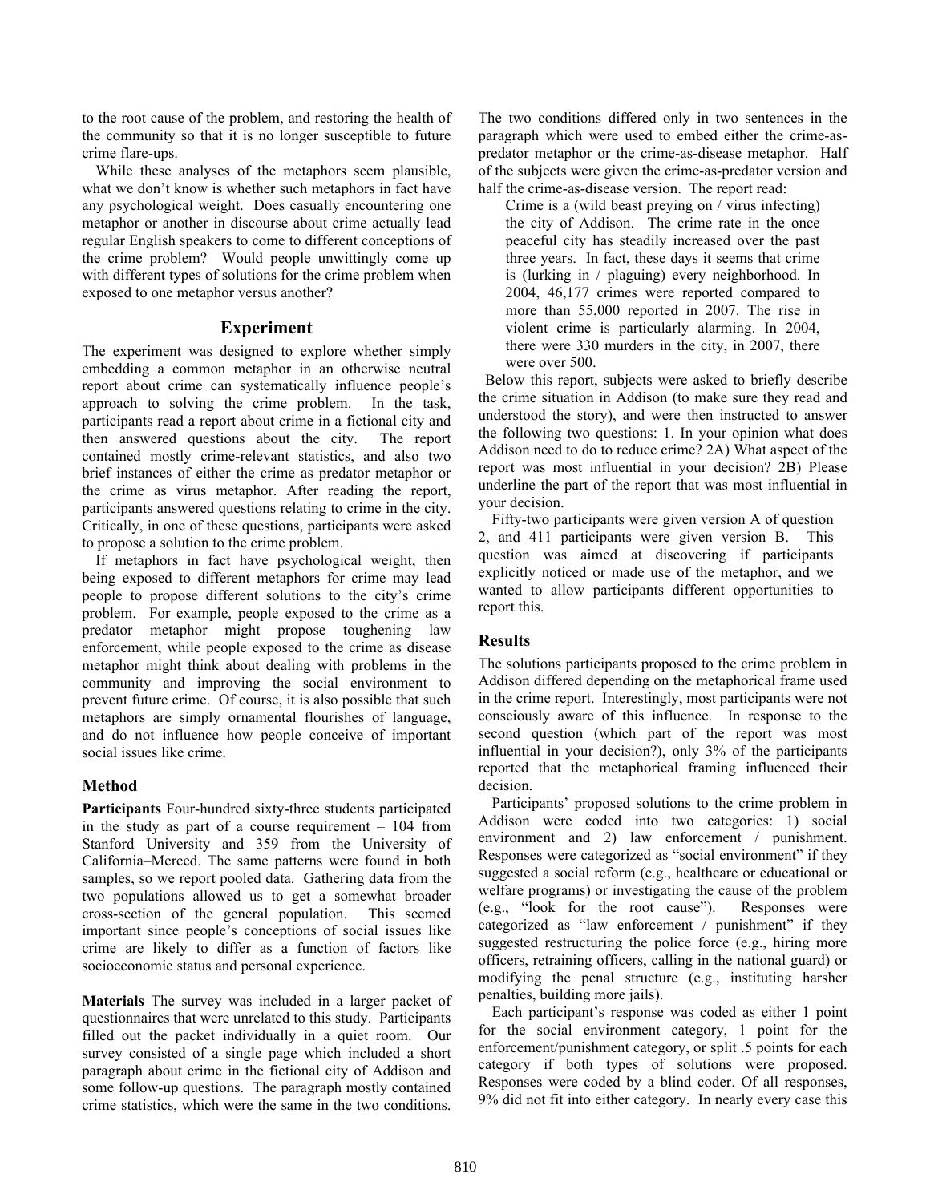to the root cause of the problem, and restoring the health of the community so that it is no longer susceptible to future crime flare-ups.

While these analyses of the metaphors seem plausible, what we don't know is whether such metaphors in fact have any psychological weight. Does casually encountering one metaphor or another in discourse about crime actually lead regular English speakers to come to different conceptions of the crime problem? Would people unwittingly come up with different types of solutions for the crime problem when exposed to one metaphor versus another?

## Experiment

The experiment was designed to explore whether simply embedding a common metaphor in an otherwise neutral report about crime can systematically influence people's approach to solving the crime problem. In the task, participants read a report about crime in a fictional city and then answered questions about the city. The report contained mostly crime-relevant statistics, and also two brief instances of either the crime as predator metaphor or the crime as virus metaphor. After reading the report, participants answered questions relating to crime in the city. Critically, in one of these questions, participants were asked to propose a solution to the crime problem.

If metaphors in fact have psychological weight, then being exposed to different metaphors for crime may lead people to propose different solutions to the city's crime problem. For example, people exposed to the crime as a predator metaphor might propose toughening law enforcement, while people exposed to the crime as disease metaphor might think about dealing with problems in the community and improving the social environment to prevent future crime. Of course, it is also possible that such metaphors are simply ornamental flourishes of language, and do not influence how people conceive of important social issues like crime.

### Method

**Participants** Four-hundred sixty-three students participated in the study as part of a course requirement – 104 from Stanford University and 359 from the University of California–Merced. The same patterns were found in both samples, so we report pooled data. Gathering data from the two populations allowed us to get a somewhat broader cross-section of the general population. This seemed important since people's conceptions of social issues like crime are likely to differ as a function of factors like socioeconomic status and personal experience.

**Materials** The survey was included in a larger packet of questionnaires that were unrelated to this study. Participants filled out the packet individually in a quiet room. Our survey consisted of a single page which included a short paragraph about crime in the fictional city of Addison and some follow-up questions. The paragraph mostly contained crime statistics, which were the same in the two conditions. The two conditions differed only in two sentences in the paragraph which were used to embed either the crime-as-predator metaphor or the crime-as-disease metaphor. Half of the subjects were given the crime-as-predator version and half the crime-as-disease version. The report read:

> Crime is a (wild beast preying on / virus infecting) the city of Addison. The crime rate in the once peaceful city has steadily increased over the past three years. In fact, these days it seems that crime is (lurking in / plaguing) every neighborhood. In 2004, 46,177 crimes were reported compared to more than 55,000 reported in 2007. The rise in violent crime is particularly alarming. In 2004, there were 330 murders in the city, in 2007, there were over 500.

Below this report, subjects were asked to briefly describe the crime situation in Addison (to make sure they read and understood the story), and were then instructed to answer the following two questions: 1. In your opinion what does Addison need to do to reduce crime? 2A) What aspect of the report was most influential in your decision? 2B) Please underline the part of the report that was most influential in your decision.

Fifty-two participants were given version A of question 2, and 411 participants were given version B. This question was aimed at discovering if participants explicitly noticed or made use of the metaphor, and we wanted to allow participants different opportunities to report this.

### Results

The solutions participants proposed to the crime problem in Addison differed depending on the metaphorical frame used in the crime report. Interestingly, most participants were not consciously aware of this influence. In response to the second question (which part of the report was most influential in your decision?), only 3% of the participants reported that the metaphorical framing influenced their decision.

Participants' proposed solutions to the crime problem in Addison were coded into two categories: 1) social environment and 2) law enforcement / punishment. Responses were categorized as "social environment" if they suggested a social reform (e.g., healthcare or educational or welfare programs) or investigating the cause of the problem (e.g., "look for the root cause"). Responses were categorized as "law enforcement / punishment" if they suggested restructuring the police force (e.g., hiring more officers, retraining officers, calling in the national guard) or modifying the penal structure (e.g., instituting harsher penalties, building more jails).

Each participant's response was coded as either 1 point for the social environment category, 1 point for the enforcement/punishment category, or split .5 points for each category if both types of solutions were proposed. Responses were coded by a blind coder. Of all responses, 9% did not fit into either category. In nearly every case this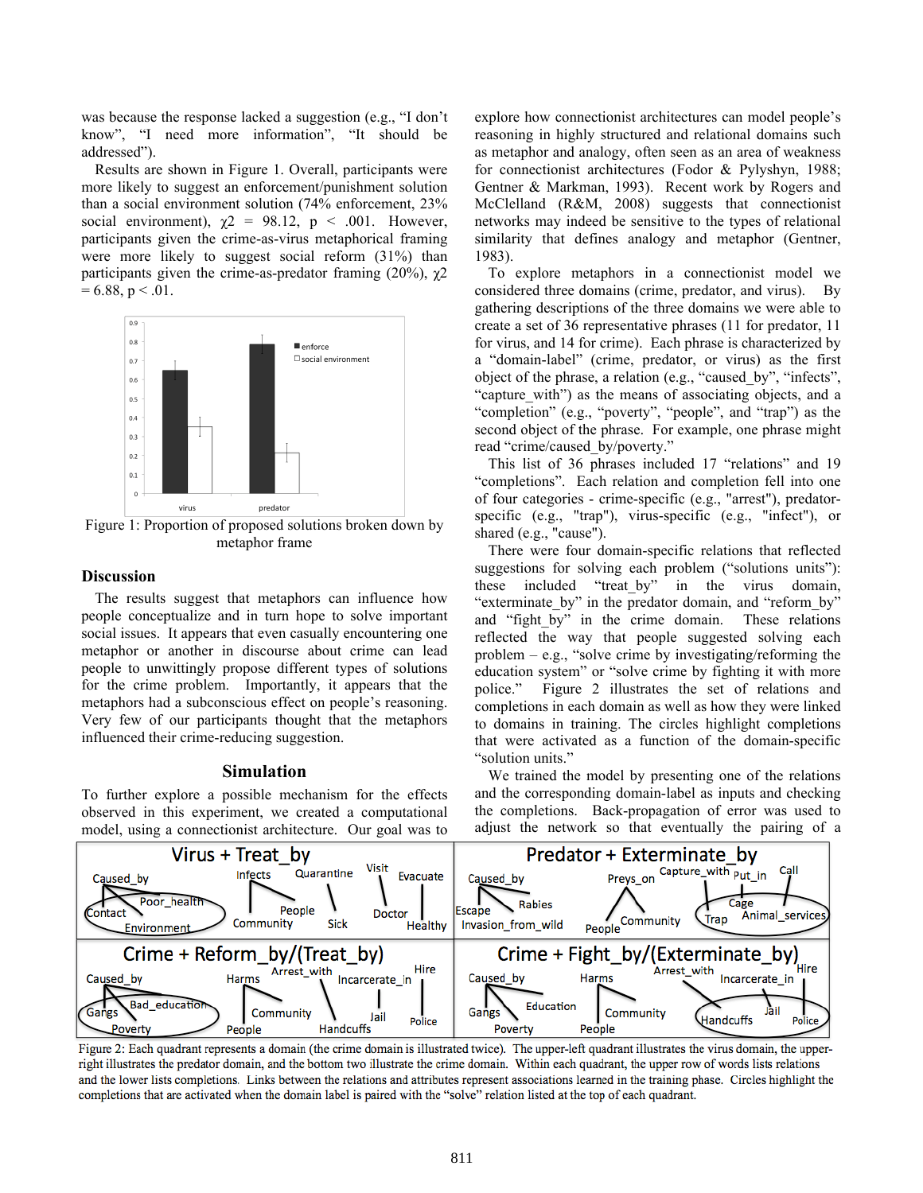was because the response lacked a suggestion (e.g., "I don't know", "I need more information", "It should be addressed").

Results are shown in Figure 1. Overall, participants were more likely to suggest an enforcement/punishment solution than a social environment solution (74% enforcement, 23% social environment), $\chi 2 = 98.12$, $p < .001$. However, participants given the crime-as-virus metaphorical framing were more likely to suggest social reform (31%) than participants given the crime-as-predator framing (20%), $\chi 2 = 6.88$, $p < .01$.

Figure 1: Proportion of proposed solutions broken down by metaphor frame

## Discussion

The results suggest that metaphors can influence how people conceptualize and in turn hope to solve important social issues. It appears that even casually encountering one metaphor or another in discourse about crime can lead people to unwittingly propose different types of solutions for the crime problem. Importantly, it appears that the metaphors had a subconscious effect on people's reasoning. Very few of our participants thought that the metaphors influenced their crime-reducing suggestion.

## Simulation

To further explore a possible mechanism for the effects observed in this experiment, we created a computational model, using a connectionist architecture. Our goal was to explore how connectionist architectures can model people's reasoning in highly structured and relational domains such as metaphor and analogy, often seen as an area of weakness for connectionist architectures (Fodor & Pylyshyn, 1988; Gentner & Markman, 1993). Recent work by Rogers and McClelland (R&M, 2008) suggests that connectionist networks may indeed be sensitive to the types of relational similarity that defines analogy and metaphor (Gentner, 1983).

To explore metaphors in a connectionist model we considered three domains (crime, predator, and virus). By gathering descriptions of the three domains we were able to create a set of 36 representative phrases (11 for predator, 11 for virus, and 14 for crime). Each phrase is characterized by a "domain-label" (crime, predator, or virus) as the first object of the phrase, a relation (e.g., "caused_by", "infects", "capture_with") as the means of associating objects, and a "completion" (e.g., "poverty", "people", and "trap") as the second object of the phrase. For example, one phrase might read "crime/caused_by/poverty."

This list of 36 phrases included 17 "relations" and 19 "completions". Each relation and completion fell into one of four categories - crime-specific (e.g., "arrest"), predator-specific (e.g., "trap"), virus-specific (e.g., "infect"), or shared (e.g., "cause").

There were four domain-specific relations that reflected suggestions for solving each problem ("solutions units"): these included "treat_by" in the virus domain, "exterminate_by" in the predator domain, and "reform_by" and "fight_by" in the crime domain. These relations reflected the way that people suggested solving each problem – e.g., "solve crime by investigating/reforming the education system" or "solve crime by fighting it with more police." Figure 2 illustrates the set of relations and completions in each domain as well as how they were linked to domains in training. The circles highlight completions that were activated as a function of the domain-specific "solution units."

We trained the model by presenting one of the relations and the corresponding domain-label as inputs and checking the completions. Back-propagation of error was used to adjust the network so that eventually the pairing of a

Figure 2: Each quadrant represents a domain (the crime domain is illustrated twice). The upper-left quadrant illustrates the virus domain, the upper-right illustrates the predator domain, and the bottom two illustrate the crime domain. Within each quadrant, the upper row of words lists relations and the lower lists completions. Links between the relations and attributes represent associations learned in the training phase. Circles highlight the completions that are activated when the domain label is paired with the "solve" relation listed at the top of each quadrant.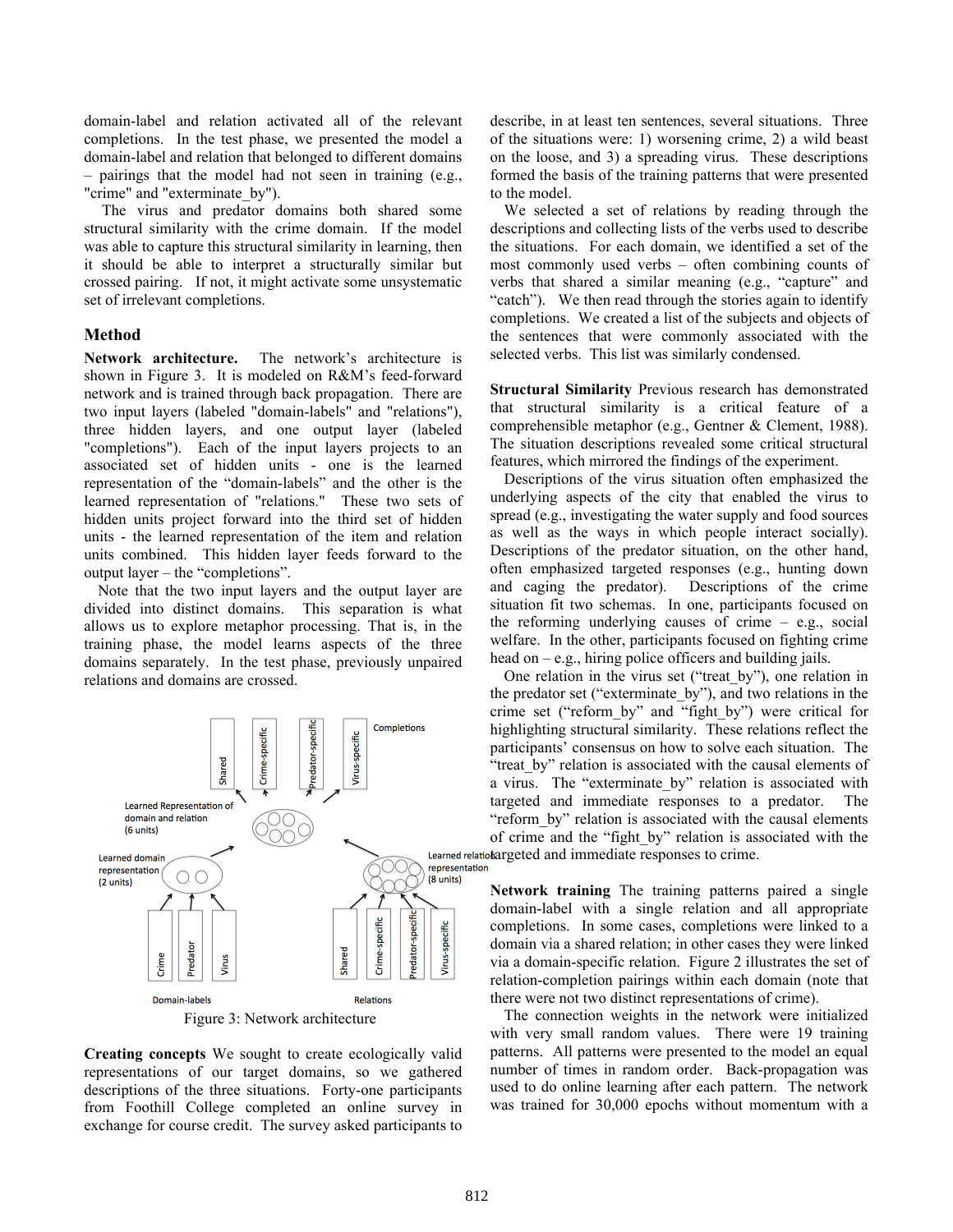domain-label and relation activated all of the relevant completions. In the test phase, we presented the model a domain-label and relation that belonged to different domains – pairings that the model had not seen in training (e.g., "crime" and "exterminate_by").

The virus and predator domains both shared some structural similarity with the crime domain. If the model was able to capture this structural similarity in learning, then it should be able to interpret a structurally similar but crossed pairing. If not, it might activate some unsystematic set of irrelevant completions.

## Method

**Network architecture.** The network's architecture is shown in Figure 3. It is modeled on R&M's feed-forward network and is trained through back propagation. There are two input layers (labeled "domain-labels" and "relations"), three hidden layers, and one output layer (labeled "completions"). Each of the input layers projects to an associated set of hidden units - one is the learned representation of the "domain-labels" and the other is the learned representation of "relations." These two sets of hidden units project forward into the third set of hidden units - the learned representation of the item and relation units combined. This hidden layer feeds forward to the output layer – the "completions".

Note that the two input layers and the output layer are divided into distinct domains. This separation is what allows us to explore metaphor processing. That is, in the training phase, the model learns aspects of the three domains separately. In the test phase, previously unpaired relations and domains are crossed.

Figure 3: Network architecture

**Creating concepts** We sought to create ecologically valid representations of our target domains, so we gathered descriptions of the three situations. Forty-one participants from Foothill College completed an online survey in exchange for course credit. The survey asked participants to describe, in at least ten sentences, several situations. Three of the situations were: 1) worsening crime, 2) a wild beast on the loose, and 3) a spreading virus. These descriptions formed the basis of the training patterns that were presented to the model.

We selected a set of relations by reading through the descriptions and collecting lists of the verbs used to describe the situations. For each domain, we identified a set of the most commonly used verbs – often combining counts of verbs that shared a similar meaning (e.g., "capture" and "catch"). We then read through the stories again to identify completions. We created a list of the subjects and objects of the sentences that were commonly associated with the selected verbs. This list was similarly condensed.

**Structural Similarity** Previous research has demonstrated that structural similarity is a critical feature of a comprehensible metaphor (e.g., Gentner & Clement, 1988). The situation descriptions revealed some critical structural features, which mirrored the findings of the experiment.

Descriptions of the virus situation often emphasized the underlying aspects of the city that enabled the virus to spread (e.g., investigating the water supply and food sources as well as the ways in which people interact socially). Descriptions of the predator situation, on the other hand, often emphasized targeted responses (e.g., hunting down and caging the predator). Descriptions of the crime situation fit two schemas. In one, participants focused on the reforming underlying causes of crime – e.g., social welfare. In the other, participants focused on fighting crime head on – e.g., hiring police officers and building jails.

One relation in the virus set ("treat_by"), one relation in the predator set ("exterminate_by"), and two relations in the crime set ("reform_by" and "fight_by") were critical for highlighting structural similarity. These relations reflect the participants' consensus on how to solve each situation. The "treat_by" relation is associated with the causal elements of a virus. The "exterminate_by" relation is associated with targeted and immediate responses to a predator. The "reform_by" relation is associated with the causal elements of crime and the "fight_by" relation is associated with the targeted and immediate responses to crime.

**Network training** The training patterns paired a single domain-label with a single relation and all appropriate completions. In some cases, completions were linked to a domain via a shared relation; in other cases they were linked via a domain-specific relation. Figure 2 illustrates the set of relation-completion pairings within each domain (note that there were not two distinct representations of crime).

The connection weights in the network were initialized with very small random values. There were 19 training patterns. All patterns were presented to the model an equal number of times in random order. Back-propagation was used to do online learning after each pattern. The network was trained for 30,000 epochs without momentum with a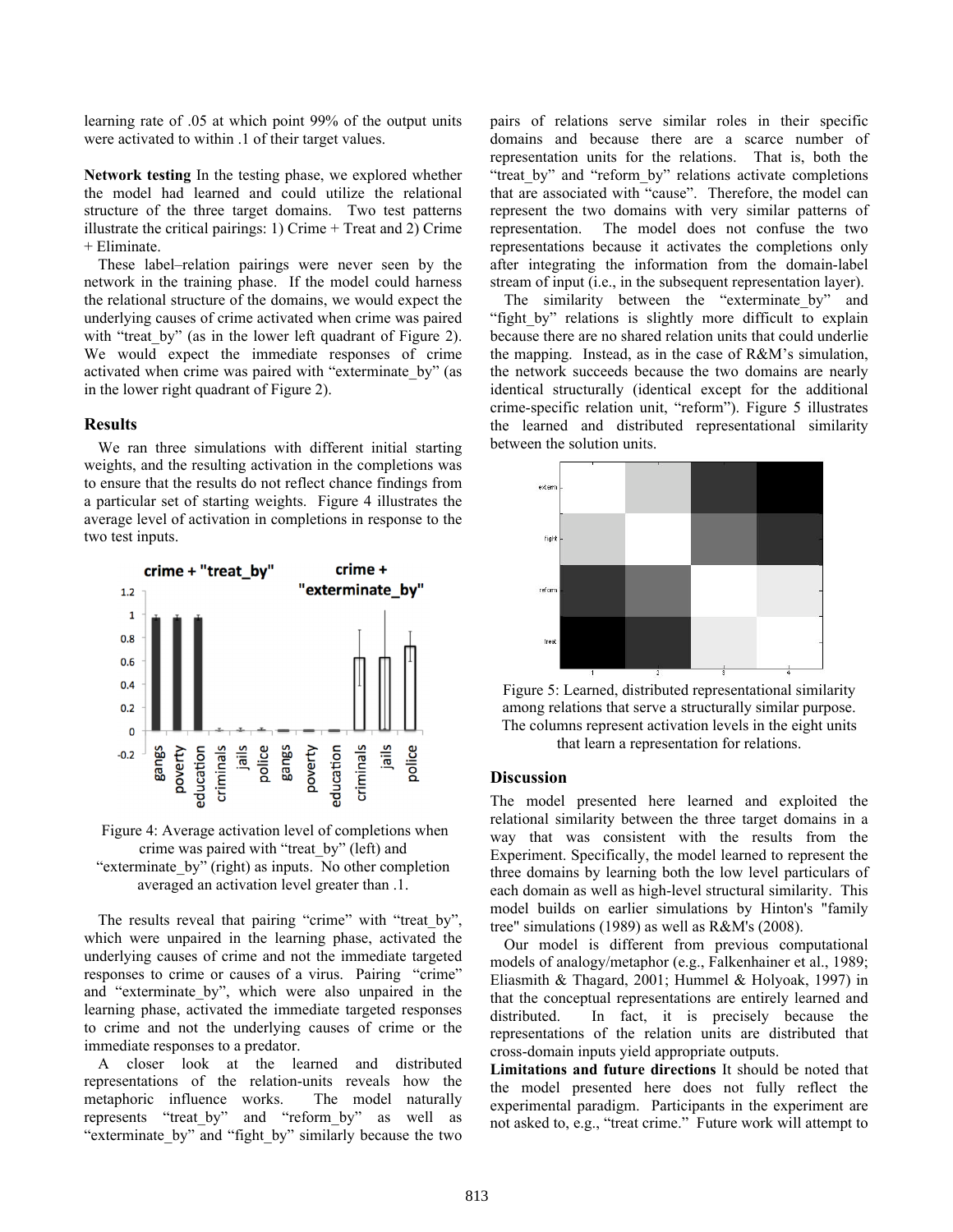learning rate of .05 at which point 99% of the output units were activated to within .1 of their target values.

**Network testing** In the testing phase, we explored whether the model had learned and could utilize the relational structure of the three target domains. Two test patterns illustrate the critical pairings: 1) Crime + Treat and 2) Crime + Eliminate.

These label–relation pairings were never seen by the network in the training phase. If the model could harness the relational structure of the domains, we would expect the underlying causes of crime activated when crime was paired with "treat_by" (as in the lower left quadrant of Figure 2). We would expect the immediate responses of crime activated when crime was paired with "exterminate_by" (as in the lower right quadrant of Figure 2).

## Results

We ran three simulations with different initial starting weights, and the resulting activation in the completions was to ensure that the results do not reflect chance findings from a particular set of starting weights. Figure 4 illustrates the average level of activation in completions in response to the two test inputs.

Figure 4: Average activation level of completions when crime was paired with "treat_by" (left) and "exterminate_by" (right) as inputs. No other completion averaged an activation level greater than .1.

The results reveal that pairing "crime" with "treat_by", which were unpaired in the learning phase, activated the underlying causes of crime and not the immediate targeted responses to crime or causes of a virus. Pairing "crime" and "exterminate_by", which were also unpaired in the learning phase, activated the immediate targeted responses to crime and not the underlying causes of crime or the immediate responses to a predator.

A closer look at the learned and distributed representations of the relation-units reveals how the metaphoric influence works. The model naturally represents "treat_by" and "reform_by" as well as "exterminate_by" and "fight_by" similarly because the two pairs of relations serve similar roles in their specific domains and because there are a scarce number of representation units for the relations. That is, both the "treat_by" and "reform_by" relations activate completions that are associated with "cause". Therefore, the model can represent the two domains with very similar patterns of representation. The model does not confuse the two representations because it activates the completions only after integrating the information from the domain-label stream of input (i.e., in the subsequent representation layer).

The similarity between the "exterminate_by" and "fight_by" relations is slightly more difficult to explain because there are no shared relation units that could underlie the mapping. Instead, as in the case of R&M's simulation, the network succeeds because the two domains are nearly identical structurally (identical except for the additional crime-specific relation unit, "reform"). Figure 5 illustrates the learned and distributed representational similarity between the solution units.

Figure 5: Learned, distributed representational similarity among relations that serve a structurally similar purpose. The columns represent activation levels in the eight units that learn a representation for relations.

## Discussion

The model presented here learned and exploited the relational similarity between the three target domains in a way that was consistent with the results from the Experiment. Specifically, the model learned to represent the three domains by learning both the low level particulars of each domain as well as high-level structural similarity. This model builds on earlier simulations by Hinton's "family tree" simulations (1989) as well as R&M's (2008).

Our model is different from previous computational models of analogy/metaphor (e.g., Falkenhainer et al., 1989; Eliasmith & Thagard, 2001; Hummel & Holyoak, 1997) in that the conceptual representations are entirely learned and distributed. In fact, it is precisely because the representations of the relation units are distributed that cross-domain inputs yield appropriate outputs.

**Limitations and future directions** It should be noted that the model presented here does not fully reflect the experimental paradigm. Participants in the experiment are not asked to, e.g., "treat crime." Future work will attempt to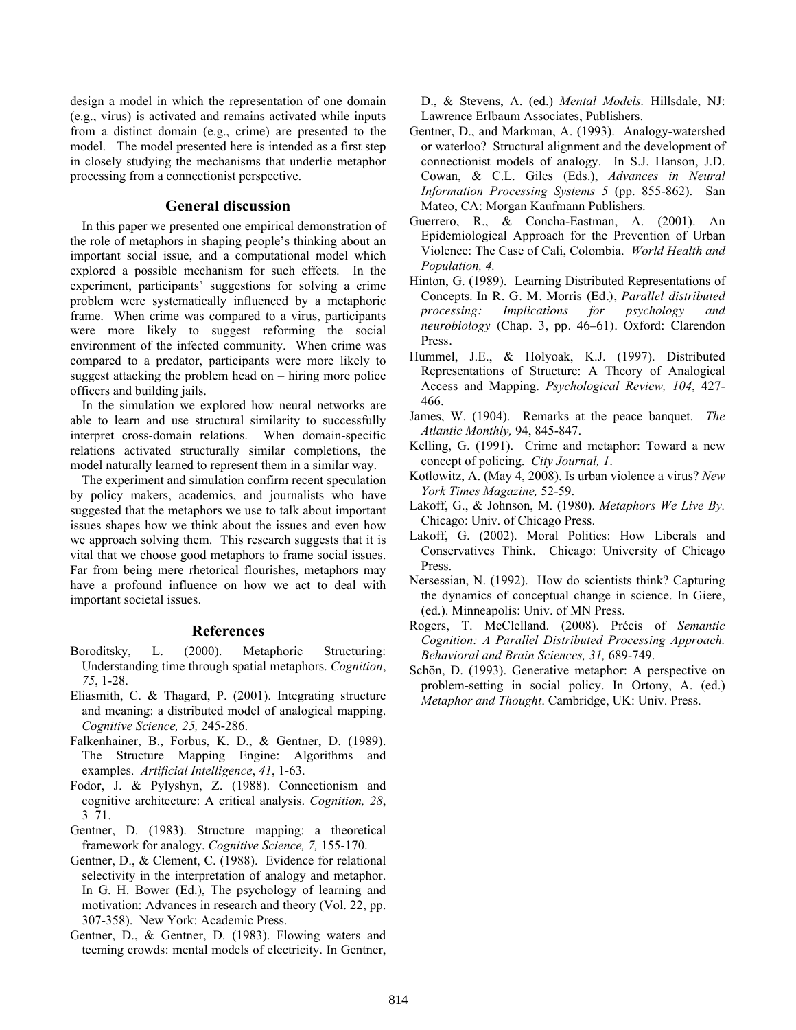design a model in which the representation of one domain (e.g., virus) is activated and remains activated while inputs from a distinct domain (e.g., crime) are presented to the model. The model presented here is intended as a first step in closely studying the mechanisms that underlie metaphor processing from a connectionist perspective.

## General discussion

In this paper we presented one empirical demonstration of the role of metaphors in shaping people's thinking about an important social issue, and a computational model which explored a possible mechanism for such effects. In the experiment, participants' suggestions for solving a crime problem were systematically influenced by a metaphoric frame. When crime was compared to a virus, participants were more likely to suggest reforming the social environment of the infected community. When crime was compared to a predator, participants were more likely to suggest attacking the problem head on – hiring more police officers and building jails.

In the simulation we explored how neural networks are able to learn and use structural similarity to successfully interpret cross-domain relations. When domain-specific relations activated structurally similar completions, the model naturally learned to represent them in a similar way.

The experiment and simulation confirm recent speculation by policy makers, academics, and journalists who have suggested that the metaphors we use to talk about important issues shapes how we think about the issues and even how we approach solving them. This research suggests that it is vital that we choose good metaphors to frame social issues. Far from being mere rhetorical flourishes, metaphors may have a profound influence on how we act to deal with important societal issues.

## References

Boroditsky, L. (2000). Metaphoric Structuring: Understanding time through spatial metaphors. *Cognition*, *75*, 1-28.

Eliasmith, C. & Thagard, P. (2001). Integrating structure and meaning: a distributed model of analogical mapping. *Cognitive Science, 25,* 245-286.

Falkenhainer, B., Forbus, K. D., & Gentner, D. (1989). The Structure Mapping Engine: Algorithms and examples. *Artificial Intelligence*, *41*, 1-63.

Fodor, J. & Pylyshyn, Z. (1988). Connectionism and cognitive architecture: A critical analysis. *Cognition, 28*, 3–71.

Gentner, D. (1983). Structure mapping: a theoretical framework for analogy. *Cognitive Science, 7,* 155-170.

Gentner, D., & Clement, C. (1988). Evidence for relational selectivity in the interpretation of analogy and metaphor. In G. H. Bower (Ed.), The psychology of learning and motivation: Advances in research and theory (Vol. 22, pp. 307-358). New York: Academic Press.

Gentner, D., & Gentner, D. (1983). Flowing waters and teeming crowds: mental models of electricity. In Gentner, D., & Stevens, A. (ed.) *Mental Models.* Hillsdale, NJ: Lawrence Erlbaum Associates, Publishers.

Gentner, D., and Markman, A. (1993). Analogy-watershed or waterloo? Structural alignment and the development of connectionist models of analogy. In S.J. Hanson, J.D. Cowan, & C.L. Giles (Eds.), *Advances in Neural Information Processing Systems 5* (pp. 855-862). San Mateo, CA: Morgan Kaufmann Publishers.

Guerrero, R., & Concha-Eastman, A. (2001). An Epidemiological Approach for the Prevention of Urban Violence: The Case of Cali, Colombia. *World Health and Population, 4.*

Hinton, G. (1989). Learning Distributed Representations of Concepts. In R. G. M. Morris (Ed.), *Parallel distributed processing: Implications for psychology and neurobiology* (Chap. 3, pp. 46–61). Oxford: Clarendon Press.

Hummel, J.E., & Holyoak, K.J. (1997). Distributed Representations of Structure: A Theory of Analogical Access and Mapping. *Psychological Review, 104*, 427-466.

James, W. (1904). Remarks at the peace banquet. *The Atlantic Monthly,* 94, 845-847.

Kelling, G. (1991). Crime and metaphor: Toward a new concept of policing. *City Journal, 1*.

Kotlowitz, A. (May 4, 2008). Is urban violence a virus? *New York Times Magazine,* 52-59.

Lakoff, G., & Johnson, M. (1980). *Metaphors We Live By.* Chicago: Univ. of Chicago Press.

Lakoff, G. (2002). Moral Politics: How Liberals and Conservatives Think. Chicago: University of Chicago Press.

Nersessian, N. (1992). How do scientists think? Capturing the dynamics of conceptual change in science. In Giere, (ed.). Minneapolis: Univ. of MN Press.

Rogers, T. McClelland. (2008). Précis of *Semantic Cognition: A Parallel Distributed Processing Approach. Behavioral and Brain Sciences, 31,* 689-749.

Schön, D. (1993). Generative metaphor: A perspective on problem-setting in social policy. In Ortony, A. (ed.) *Metaphor and Thought*. Cambridge, UK: Univ. Press.